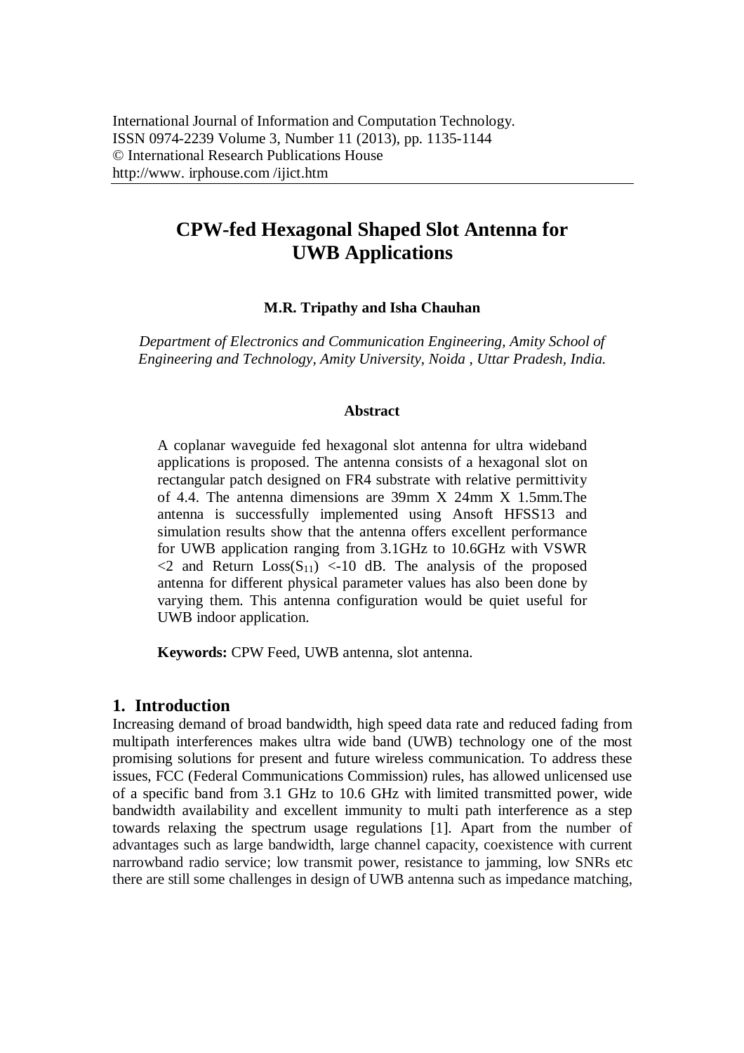International Journal of Information and Computation Technology.
ISSN 0974-2239 Volume 3, Number 11 (2013), pp. 1135-1144
© International Research Publications House
http://www. irphouse.com /ijict.htm

# CPW-fed Hexagonal Shaped Slot Antenna for UWB Applications

**M.R. Tripathy and Isha Chauhan**

*Department of Electronics and Communication Engineering, Amity School of Engineering and Technology, Amity University, Noida , Uttar Pradesh, India.*

### Abstract

A coplanar waveguide fed hexagonal slot antenna for ultra wideband applications is proposed. The antenna consists of a hexagonal slot on rectangular patch designed on FR4 substrate with relative permittivity of 4.4. The antenna dimensions are 39mm X 24mm X 1.5mm.The antenna is successfully implemented using Ansoft HFSS13 and simulation results show that the antenna offers excellent performance for UWB application ranging from 3.1GHz to 10.6GHz with VSWR <2 and Return Loss($S_{11}$) <-10 dB. The analysis of the proposed antenna for different physical parameter values has also been done by varying them. This antenna configuration would be quiet useful for UWB indoor application.

**Keywords:** CPW Feed, UWB antenna, slot antenna.

## 1. Introduction

Increasing demand of broad bandwidth, high speed data rate and reduced fading from multipath interferences makes ultra wide band (UWB) technology one of the most promising solutions for present and future wireless communication. To address these issues, FCC (Federal Communications Commission) rules, has allowed unlicensed use of a specific band from 3.1 GHz to 10.6 GHz with limited transmitted power, wide bandwidth availability and excellent immunity to multi path interference as a step towards relaxing the spectrum usage regulations [1]. Apart from the number of advantages such as large bandwidth, large channel capacity, coexistence with current narrowband radio service; low transmit power, resistance to jamming, low SNRs etc there are still some challenges in design of UWB antenna such as impedance matching,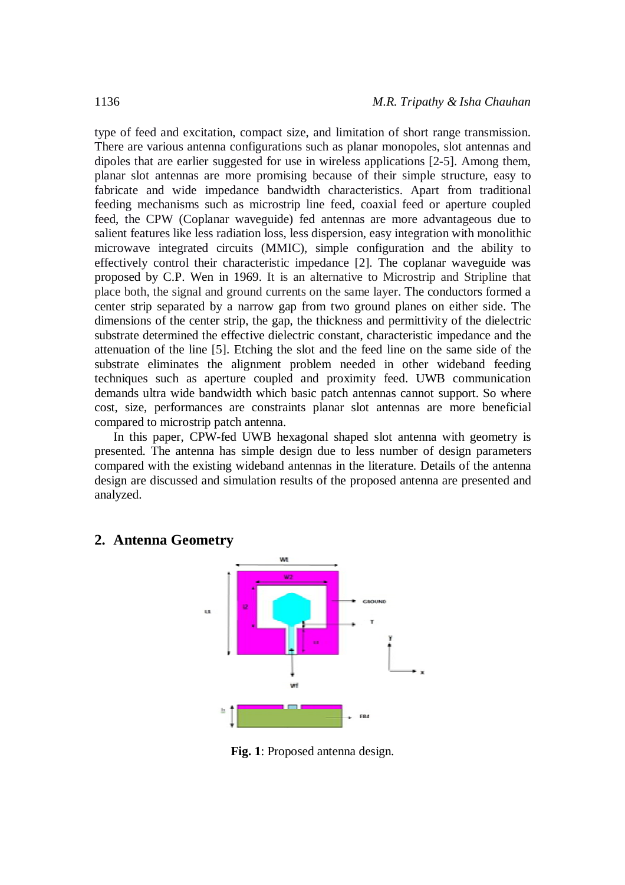type of feed and excitation, compact size, and limitation of short range transmission. There are various antenna configurations such as planar monopoles, slot antennas and dipoles that are earlier suggested for use in wireless applications [2-5]. Among them, planar slot antennas are more promising because of their simple structure, easy to fabricate and wide impedance bandwidth characteristics. Apart from traditional feeding mechanisms such as microstrip line feed, coaxial feed or aperture coupled feed, the CPW (Coplanar waveguide) fed antennas are more advantageous due to salient features like less radiation loss, less dispersion, easy integration with monolithic microwave integrated circuits (MMIC), simple configuration and the ability to effectively control their characteristic impedance [2]. The coplanar waveguide was proposed by C.P. Wen in 1969. It is an alternative to Microstrip and Stripline that place both, the signal and ground currents on the same layer. The conductors formed a center strip separated by a narrow gap from two ground planes on either side. The dimensions of the center strip, the gap, the thickness and permittivity of the dielectric substrate determined the effective dielectric constant, characteristic impedance and the attenuation of the line [5]. Etching the slot and the feed line on the same side of the substrate eliminates the alignment problem needed in other wideband feeding techniques such as aperture coupled and proximity feed. UWB communication demands ultra wide bandwidth which basic patch antennas cannot support. So where cost, size, performances are constraints planar slot antennas are more beneficial compared to microstrip patch antenna.

In this paper, CPW-fed UWB hexagonal shaped slot antenna with geometry is presented. The antenna has simple design due to less number of design parameters compared with the existing wideband antennas in the literature. Details of the antenna design are discussed and simulation results of the proposed antenna are presented and analyzed.

## 2. Antenna Geometry

**Fig. 1**: Proposed antenna design.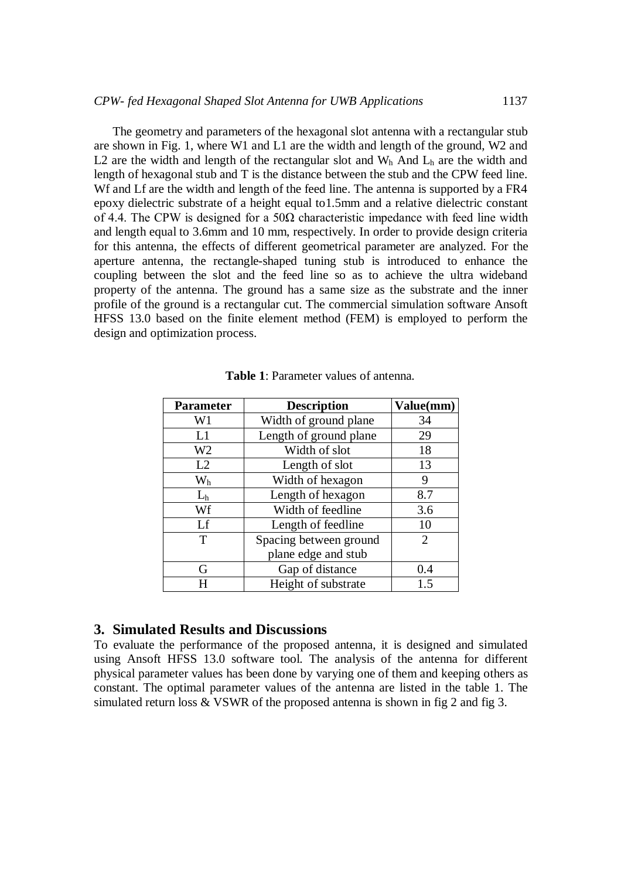The geometry and parameters of the hexagonal slot antenna with a rectangular stub are shown in Fig. 1, where W1 and L1 are the width and length of the ground, W2 and L2 are the width and length of the rectangular slot and $W_h$ And $L_h$ are the width and length of hexagonal stub and T is the distance between the stub and the CPW feed line. Wf and Lf are the width and length of the feed line. The antenna is supported by a FR4 epoxy dielectric substrate of a height equal to1.5mm and a relative dielectric constant of 4.4. The CPW is designed for a 50Ω characteristic impedance with feed line width and length equal to 3.6mm and 10 mm, respectively. In order to provide design criteria for this antenna, the effects of different geometrical parameter are analyzed. For the aperture antenna, the rectangle-shaped tuning stub is introduced to enhance the coupling between the slot and the feed line so as to achieve the ultra wideband property of the antenna. The ground has a same size as the substrate and the inner profile of the ground is a rectangular cut. The commercial simulation software Ansoft HFSS 13.0 based on the finite element method (FEM) is employed to perform the design and optimization process.

**Table 1**: Parameter values of antenna.

| Parameter | Description | Value(mm) |
|---|---|---|
| W1 | Width of ground plane | 34 |
| L1 | Length of ground plane | 29 |
| W2 | Width of slot | 18 |
| L2 | Length of slot | 13 |
| $W_h$ | Width of hexagon | 9 |
| $L_h$ | Length of hexagon | 8.7 |
| Wf | Width of feedline | 3.6 |
| Lf | Length of feedline | 10 |
| T | Spacing between ground plane edge and stub | 2 |
| G | Gap of distance | 0.4 |
| H | Height of substrate | 1.5 |

## 3. Simulated Results and Discussions

To evaluate the performance of the proposed antenna, it is designed and simulated using Ansoft HFSS 13.0 software tool. The analysis of the antenna for different physical parameter values has been done by varying one of them and keeping others as constant. The optimal parameter values of the antenna are listed in the table 1. The simulated return loss & VSWR of the proposed antenna is shown in fig 2 and fig 3.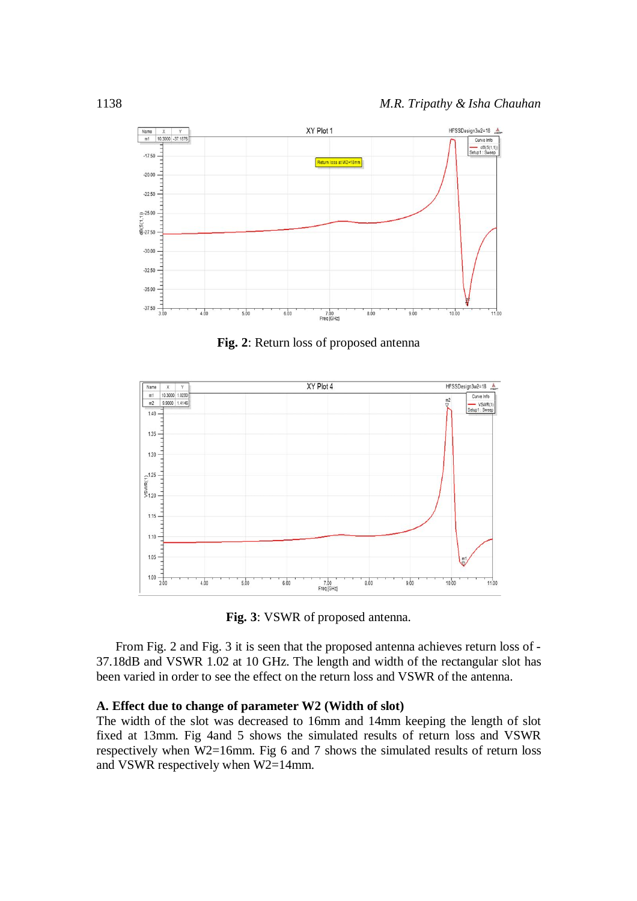**Fig. 2**: Return loss of proposed antenna

**Fig. 3**: VSWR of proposed antenna.

From Fig. 2 and Fig. 3 it is seen that the proposed antenna achieves return loss of -37.18dB and VSWR 1.02 at 10 GHz. The length and width of the rectangular slot has been varied in order to see the effect on the return loss and VSWR of the antenna.

### A. Effect due to change of parameter W2 (Width of slot)

The width of the slot was decreased to 16mm and 14mm keeping the length of slot fixed at 13mm. Fig 4and 5 shows the simulated results of return loss and VSWR respectively when W2=16mm. Fig 6 and 7 shows the simulated results of return loss and VSWR respectively when W2=14mm.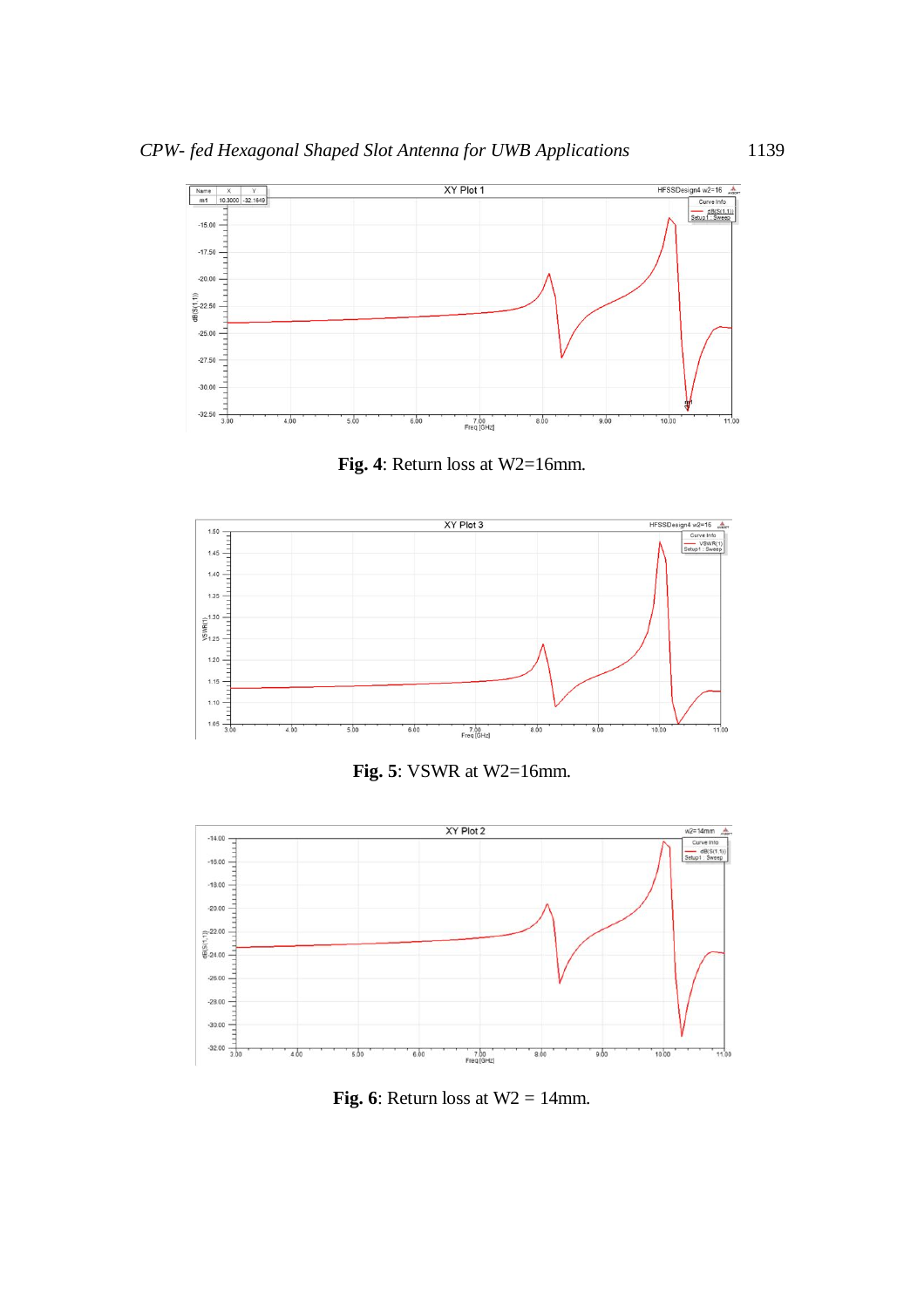**Fig. 4**: Return loss at W2=16mm.

**Fig. 5**: VSWR at W2=16mm.

**Fig. 6**: Return loss at W2 = 14mm.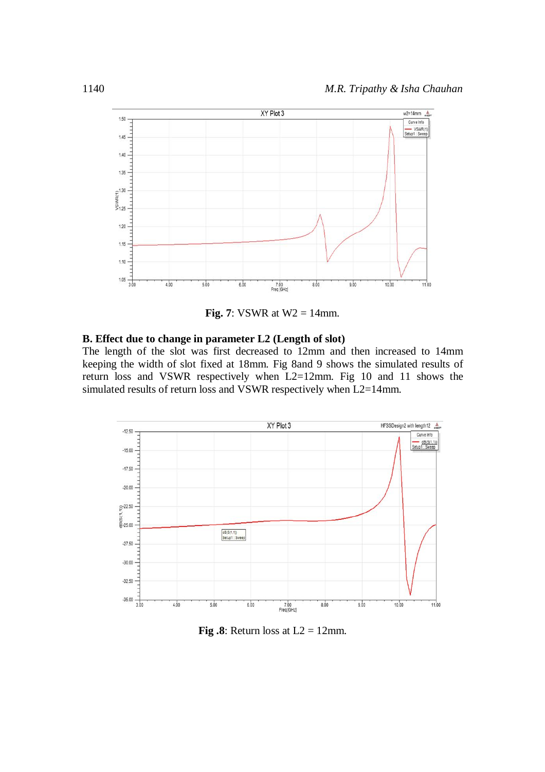**Fig. 7**: VSWR at W2 = 14mm.

### B. Effect due to change in parameter L2 (Length of slot)

The length of the slot was first decreased to 12mm and then increased to 14mm keeping the width of slot fixed at 18mm. Fig 8and 9 shows the simulated results of return loss and VSWR respectively when L2=12mm. Fig 10 and 11 shows the simulated results of return loss and VSWR respectively when L2=14mm.

**Fig .8**: Return loss at L2 = 12mm.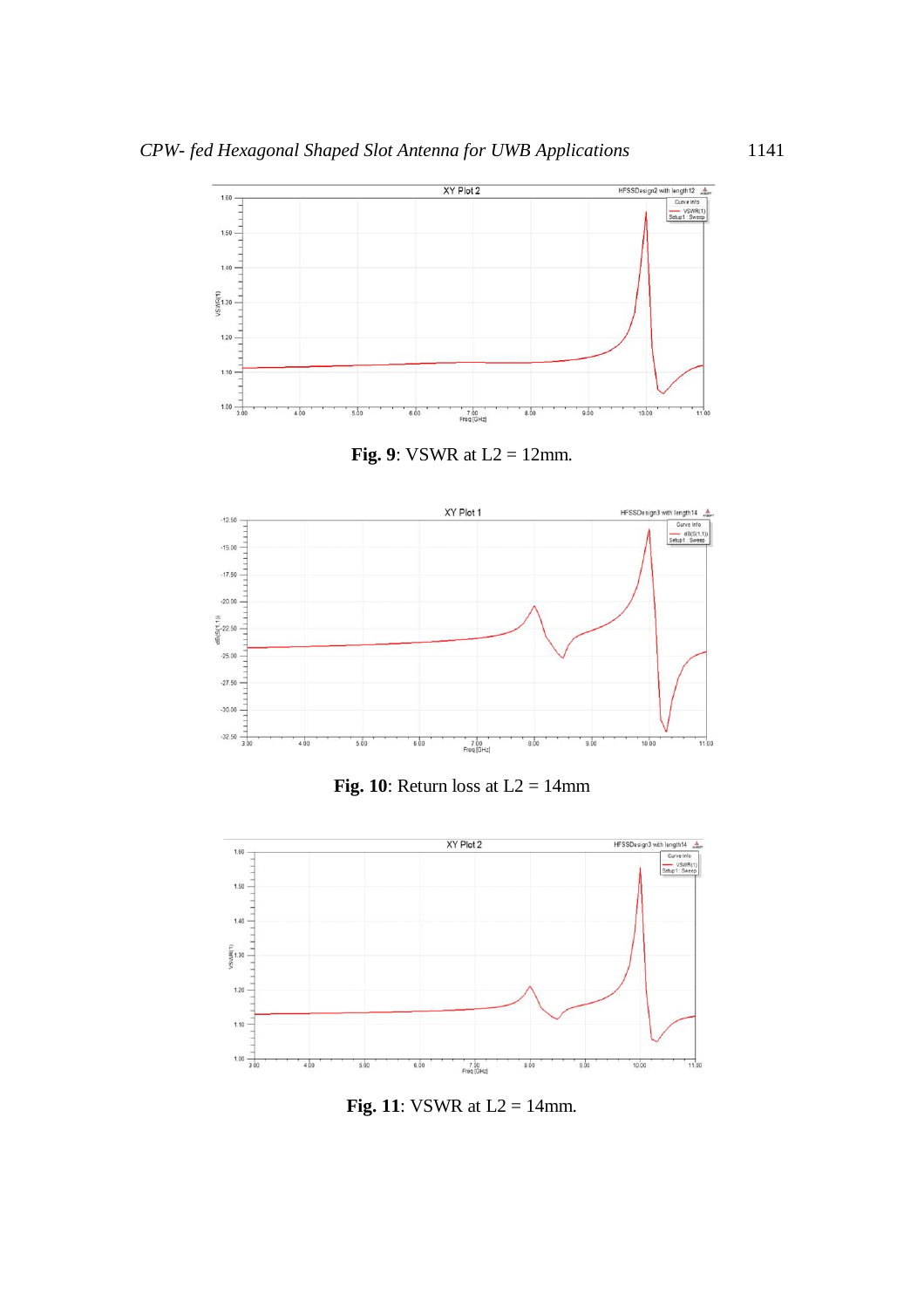**Fig. 9**: VSWR at L2 = 12mm.

**Fig. 10**: Return loss at L2 = 14mm

**Fig. 11**: VSWR at L2 = 14mm.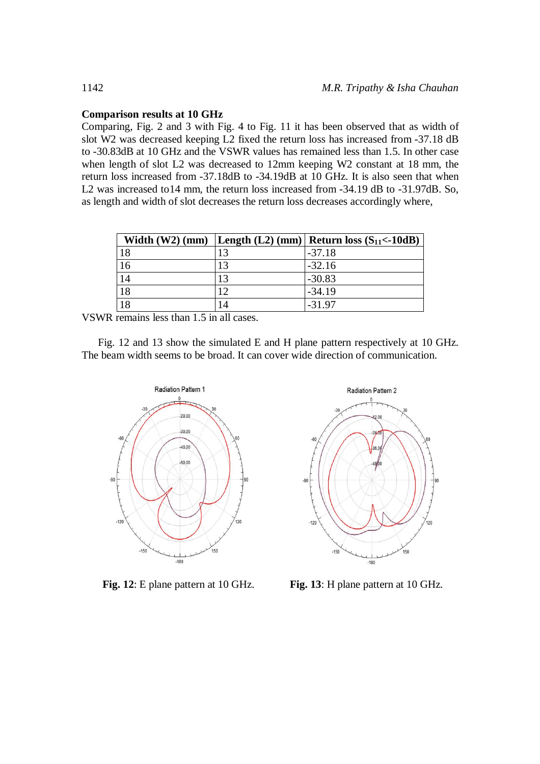**Comparison results at 10 GHz**

Comparing, Fig. 2 and 3 with Fig. 4 to Fig. 11 it has been observed that as width of slot W2 was decreased keeping L2 fixed the return loss has increased from -37.18 dB to -30.83dB at 10 GHz and the VSWR values has remained less than 1.5. In other case when length of slot L2 was decreased to 12mm keeping W2 constant at 18 mm, the return loss increased from -37.18dB to -34.19dB at 10 GHz. It is also seen that when L2 was increased to14 mm, the return loss increased from -34.19 dB to -31.97dB. So, as length and width of slot decreases the return loss decreases accordingly where,

| Width (W2) (mm) | Length (L2) (mm) | Return loss ($S_{11}$<-10dB) |
|---|---|---|
| 18 | 13 | -37.18 |
| 16 | 13 | -32.16 |
| 14 | 13 | -30.83 |
| 18 | 12 | -34.19 |
| 18 | 14 | -31.97 |

VSWR remains less than 1.5 in all cases.

Fig. 12 and 13 show the simulated E and H plane pattern respectively at 10 GHz. The beam width seems to be broad. It can cover wide direction of communication.

**Fig. 12**: E plane pattern at 10 GHz.

**Fig. 13**: H plane pattern at 10 GHz.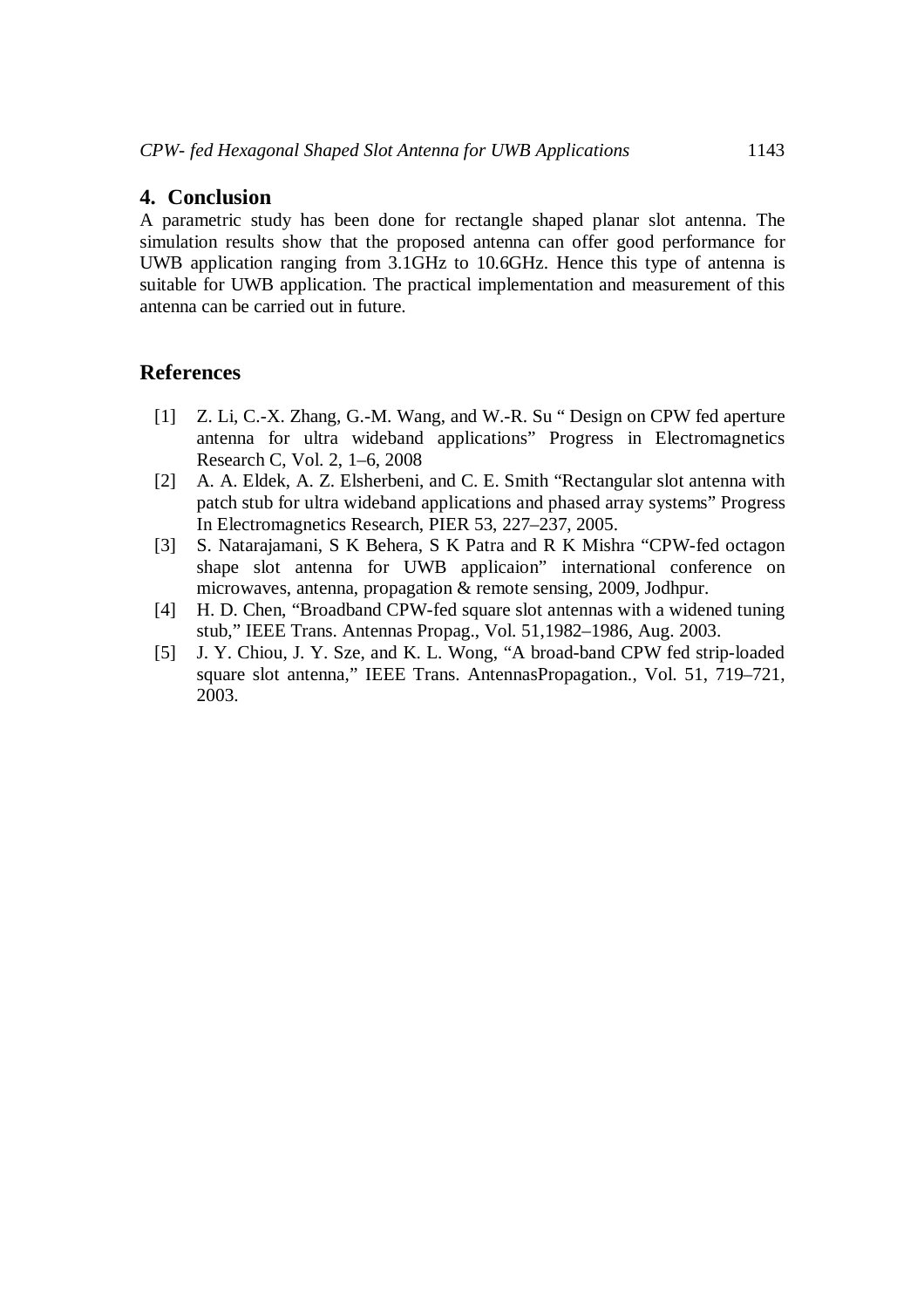## 4. Conclusion

A parametric study has been done for rectangle shaped planar slot antenna. The simulation results show that the proposed antenna can offer good performance for UWB application ranging from 3.1GHz to 10.6GHz. Hence this type of antenna is suitable for UWB application. The practical implementation and measurement of this antenna can be carried out in future.

## References

[1] Z. Li, C.-X. Zhang, G.-M. Wang, and W.-R. Su " Design on CPW fed aperture antenna for ultra wideband applications" Progress in Electromagnetics Research C, Vol. 2, 1–6, 2008

[2] A. A. Eldek, A. Z. Elsherbeni, and C. E. Smith "Rectangular slot antenna with patch stub for ultra wideband applications and phased array systems" Progress In Electromagnetics Research, PIER 53, 227–237, 2005.

[3] S. Natarajamani, S K Behera, S K Patra and R K Mishra "CPW-fed octagon shape slot antenna for UWB applicaion" international conference on microwaves, antenna, propagation & remote sensing, 2009, Jodhpur.

[4] H. D. Chen, "Broadband CPW-fed square slot antennas with a widened tuning stub," IEEE Trans. Antennas Propag., Vol. 51,1982–1986, Aug. 2003.

[5] J. Y. Chiou, J. Y. Sze, and K. L. Wong, "A broad-band CPW fed strip-loaded square slot antenna," IEEE Trans. AntennasPropagation., Vol. 51, 719–721, 2003.